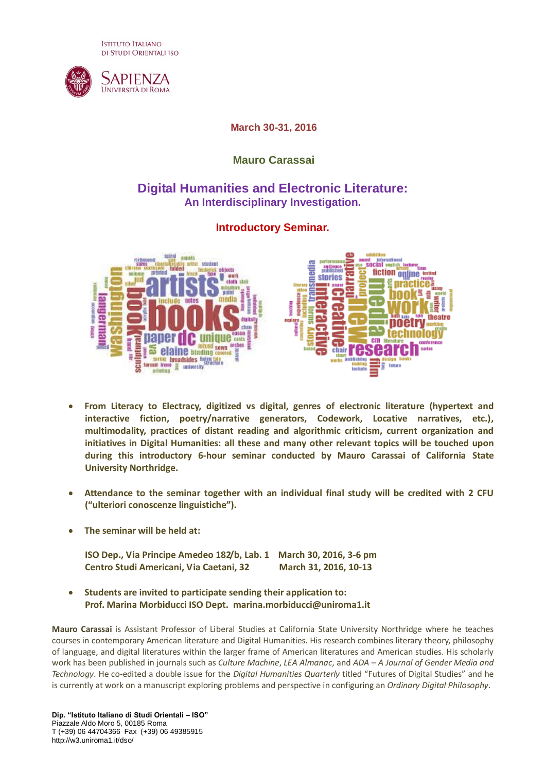Istituto Italiano di Studi Orientali ISO

Sapienza Università di Roma

**March 30-31, 2016**

**Mauro Carassai**

## Digital Humanities and Electronic Literature:
### An Interdisciplinary Investigation.

**Introductory Seminar.**

- **From Literacy to Electracy, digitized vs digital, genres of electronic literature (hypertext and interactive fiction, poetry/narrative generators, Codework, Locative narratives, etc.), multimodality, practices of distant reading and algorithmic criticism, current organization and initiatives in Digital Humanities: all these and many other relevant topics will be touched upon during this introductory 6-hour seminar conducted by Mauro Carassai of California State University Northridge.**

- **Attendance to the seminar together with an individual final study will be credited with 2 CFU ("ulteriori conoscenze linguistiche").**

- **The seminar will be held at:**

  **ISO Dep., Via Principe Amedeo 182/b, Lab. 1 — March 30, 2016, 3-6 pm**
  **Centro Studi Americani, Via Caetani, 32 — March 31, 2016, 10-13**

- **Students are invited to participate sending their application to:**
  **Prof. Marina Morbiducci ISO Dept. marina.morbiducci@uniroma1.it**

**Mauro Carassai** is Assistant Professor of Liberal Studies at California State University Northridge where he teaches courses in contemporary American literature and Digital Humanities. His research combines literary theory, philosophy of language, and digital literatures within the larger frame of American literatures and American studies. His scholarly work has been published in journals such as *Culture Machine*, *LEA Almanac*, and *ADA – A Journal of Gender Media and Technology*. He co-edited a double issue for the *Digital Humanities Quarterly* titled "Futures of Digital Studies" and he is currently at work on a manuscript exploring problems and perspective in configuring an *Ordinary Digital Philosophy*.

**Dip. "Istituto Italiano di Studi Orientali – ISO"**
Piazzale Aldo Moro 5, 00185 Roma
T (+39) 06 44704366 Fax (+39) 06 49385915
http://w3.uniroma1.it/dso/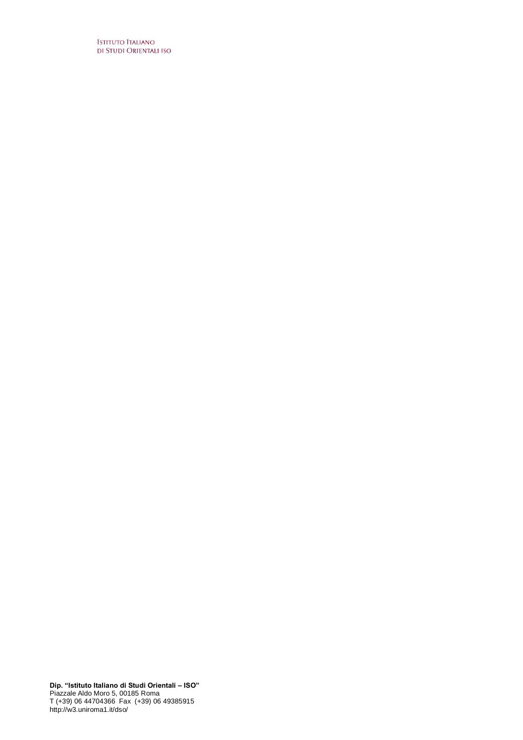ISTITUTO ITALIANO
DI STUDI ORIENTALI ISO

**Dip. "Istituto Italiano di Studi Orientali – ISO"**
Piazzale Aldo Moro 5, 00185 Roma
T (+39) 06 44704366 Fax (+39) 06 49385915
http://w3.uniroma1.it/dso/